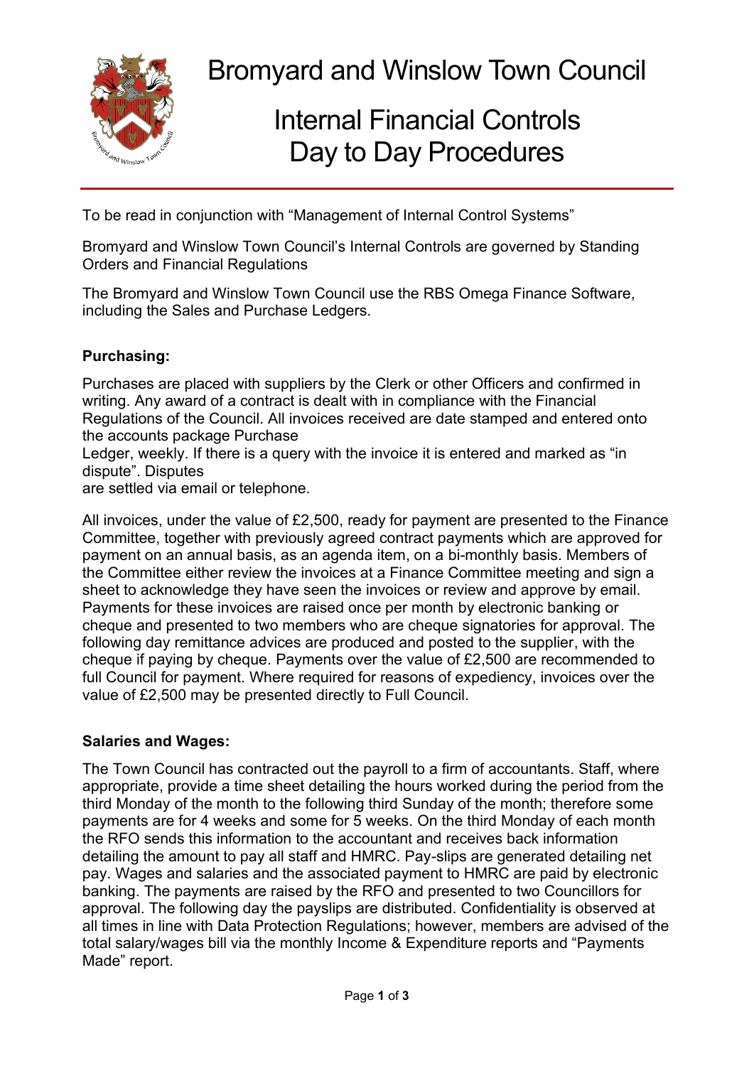# Bromyard and Winslow Town Council

## Internal Financial Controls Day to Day Procedures

To be read in conjunction with "Management of Internal Control Systems"

Bromyard and Winslow Town Council's Internal Controls are governed by Standing Orders and Financial Regulations

The Bromyard and Winslow Town Council use the RBS Omega Finance Software, including the Sales and Purchase Ledgers.

### Purchasing:

Purchases are placed with suppliers by the Clerk or other Officers and confirmed in writing. Any award of a contract is dealt with in compliance with the Financial Regulations of the Council. All invoices received are date stamped and entered onto the accounts package Purchase Ledger, weekly. If there is a query with the invoice it is entered and marked as "in dispute". Disputes are settled via email or telephone.

All invoices, under the value of £2,500, ready for payment are presented to the Finance Committee, together with previously agreed contract payments which are approved for payment on an annual basis, as an agenda item, on a bi-monthly basis. Members of the Committee either review the invoices at a Finance Committee meeting and sign a sheet to acknowledge they have seen the invoices or review and approve by email. Payments for these invoices are raised once per month by electronic banking or cheque and presented to two members who are cheque signatories for approval. The following day remittance advices are produced and posted to the supplier, with the cheque if paying by cheque. Payments over the value of £2,500 are recommended to full Council for payment. Where required for reasons of expediency, invoices over the value of £2,500 may be presented directly to Full Council.

### Salaries and Wages:

The Town Council has contracted out the payroll to a firm of accountants. Staff, where appropriate, provide a time sheet detailing the hours worked during the period from the third Monday of the month to the following third Sunday of the month; therefore some payments are for 4 weeks and some for 5 weeks. On the third Monday of each month the RFO sends this information to the accountant and receives back information detailing the amount to pay all staff and HMRC. Pay-slips are generated detailing net pay. Wages and salaries and the associated payment to HMRC are paid by electronic banking. The payments are raised by the RFO and presented to two Councillors for approval. The following day the payslips are distributed. Confidentiality is observed at all times in line with Data Protection Regulations; however, members are advised of the total salary/wages bill via the monthly Income & Expenditure reports and "Payments Made" report.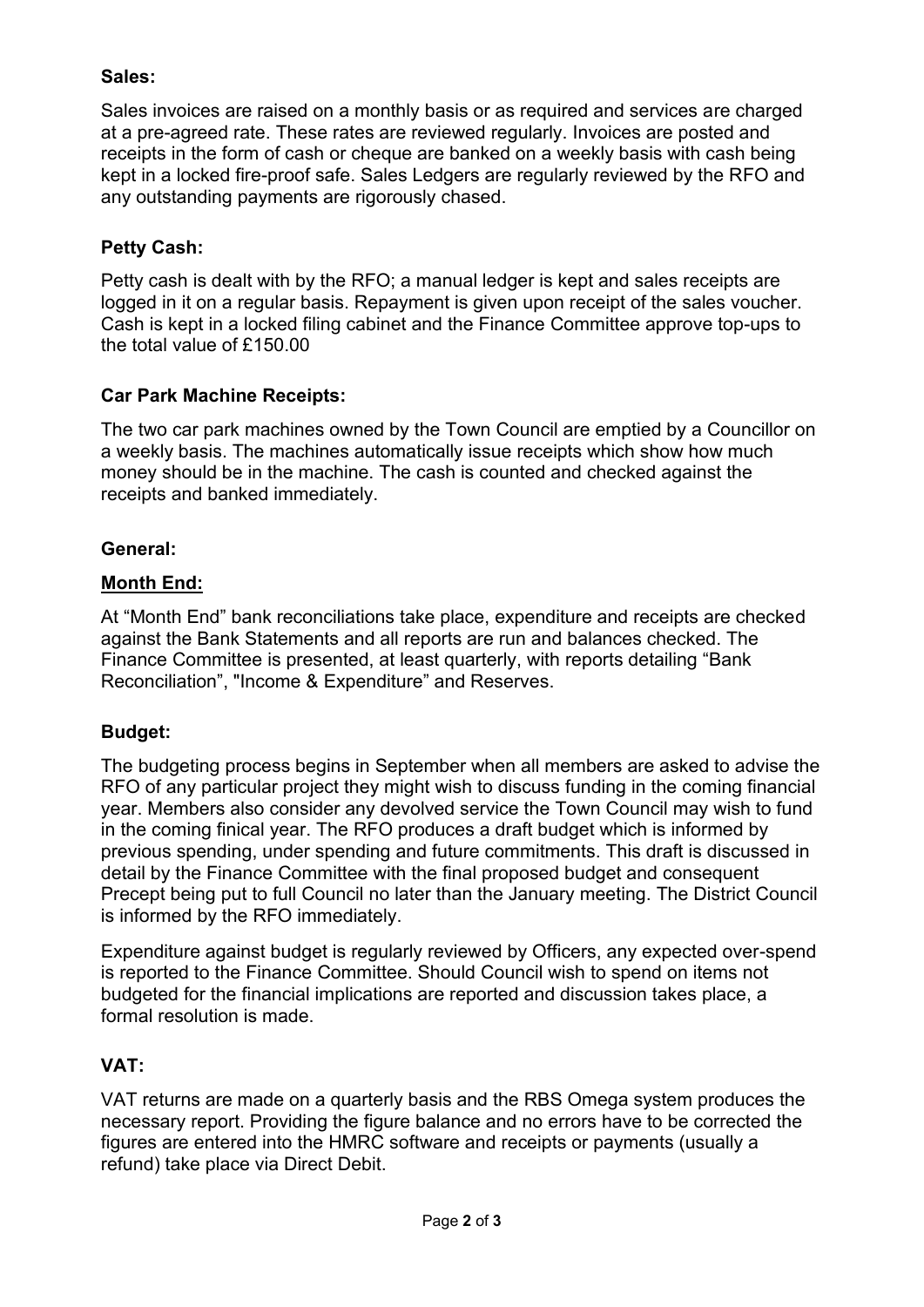**Sales:**

Sales invoices are raised on a monthly basis or as required and services are charged at a pre-agreed rate. These rates are reviewed regularly. Invoices are posted and receipts in the form of cash or cheque are banked on a weekly basis with cash being kept in a locked fire-proof safe. Sales Ledgers are regularly reviewed by the RFO and any outstanding payments are rigorously chased.

**Petty Cash:**

Petty cash is dealt with by the RFO; a manual ledger is kept and sales receipts are logged in it on a regular basis. Repayment is given upon receipt of the sales voucher. Cash is kept in a locked filing cabinet and the Finance Committee approve top-ups to the total value of £150.00

**Car Park Machine Receipts:**

The two car park machines owned by the Town Council are emptied by a Councillor on a weekly basis. The machines automatically issue receipts which show how much money should be in the machine. The cash is counted and checked against the receipts and banked immediately.

**General:**

**Month End:**

At "Month End" bank reconciliations take place, expenditure and receipts are checked against the Bank Statements and all reports are run and balances checked. The Finance Committee is presented, at least quarterly, with reports detailing "Bank Reconciliation", "Income & Expenditure" and Reserves.

**Budget:**

The budgeting process begins in September when all members are asked to advise the RFO of any particular project they might wish to discuss funding in the coming financial year. Members also consider any devolved service the Town Council may wish to fund in the coming finical year. The RFO produces a draft budget which is informed by previous spending, under spending and future commitments. This draft is discussed in detail by the Finance Committee with the final proposed budget and consequent Precept being put to full Council no later than the January meeting. The District Council is informed by the RFO immediately.

Expenditure against budget is regularly reviewed by Officers, any expected over-spend is reported to the Finance Committee. Should Council wish to spend on items not budgeted for the financial implications are reported and discussion takes place, a formal resolution is made.

**VAT:**

VAT returns are made on a quarterly basis and the RBS Omega system produces the necessary report. Providing the figure balance and no errors have to be corrected the figures are entered into the HMRC software and receipts or payments (usually a refund) take place via Direct Debit.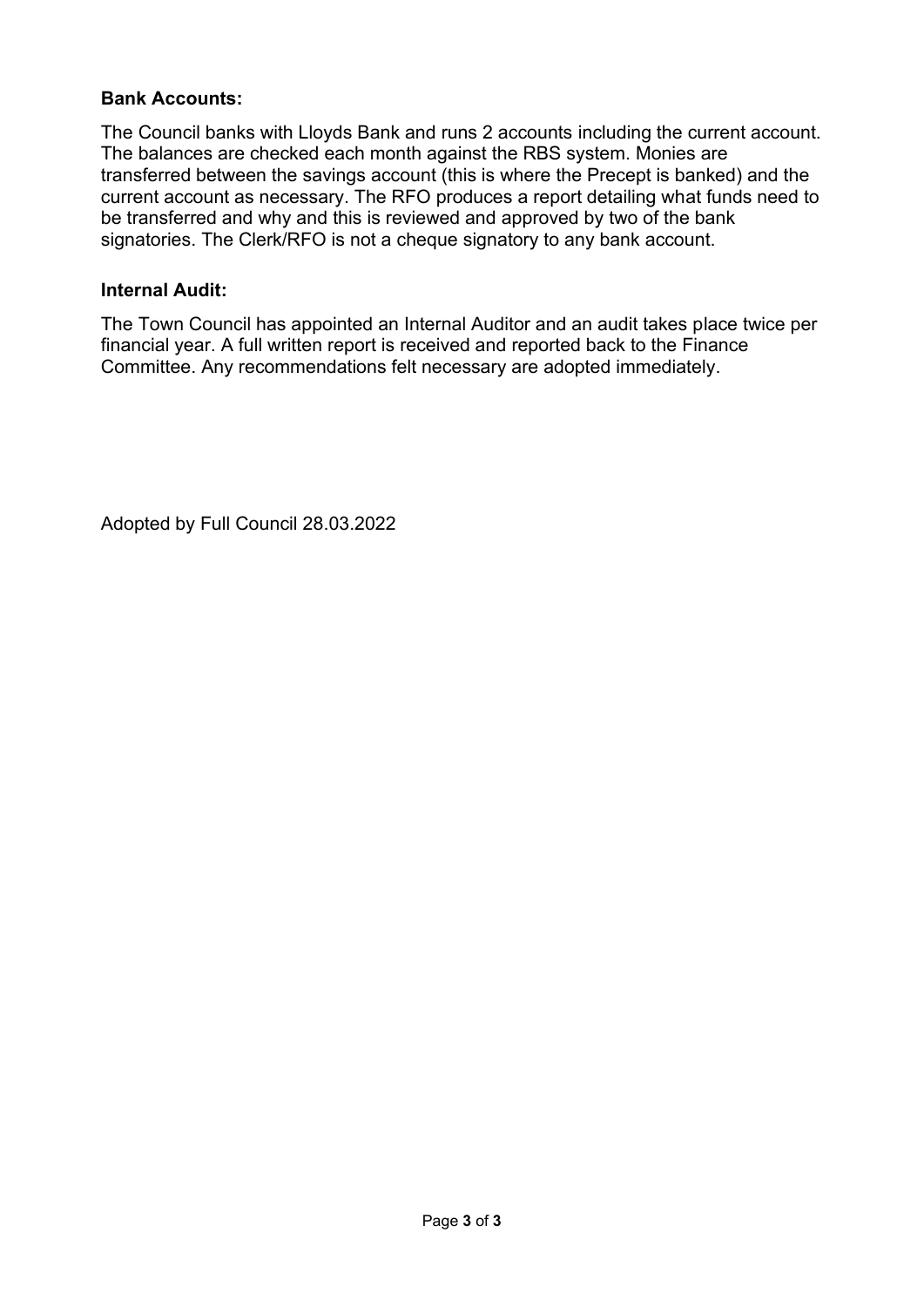**Bank Accounts:**

The Council banks with Lloyds Bank and runs 2 accounts including the current account. The balances are checked each month against the RBS system. Monies are transferred between the savings account (this is where the Precept is banked) and the current account as necessary. The RFO produces a report detailing what funds need to be transferred and why and this is reviewed and approved by two of the bank signatories. The Clerk/RFO is not a cheque signatory to any bank account.

**Internal Audit:**

The Town Council has appointed an Internal Auditor and an audit takes place twice per financial year. A full written report is received and reported back to the Finance Committee. Any recommendations felt necessary are adopted immediately.

Adopted by Full Council 28.03.2022